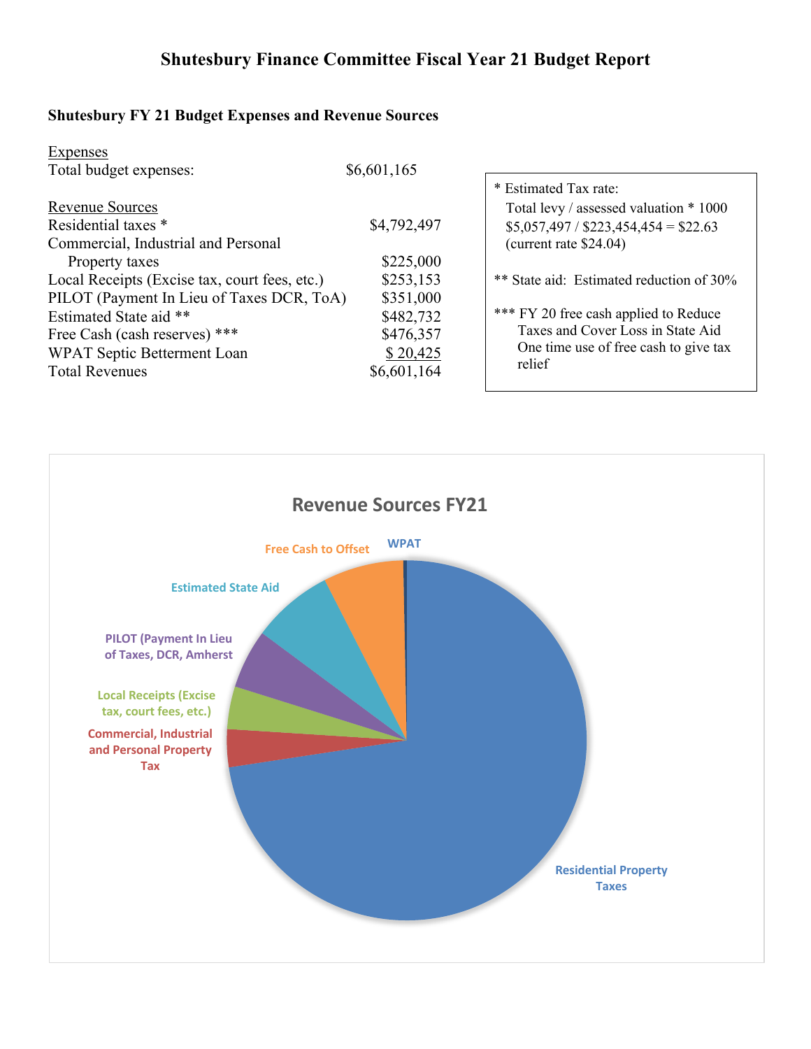# Shutesbury Finance Committee Fiscal Year 21 Budget Report

## Shutesbury FY 21 Budget Expenses and Revenue Sources

<u>Expenses</u>

| | |
|---|---|
| Total budget expenses: | $6,601,165 |

<u>Revenue Sources</u>

| | |
|---|---|
| Residential taxes * | $4,792,497 |
| Commercial, Industrial and Personal Property taxes | $225,000 |
| Local Receipts (Excise tax, court fees, etc.) | $253,153 |
| PILOT (Payment In Lieu of Taxes DCR, ToA) | $351,000 |
| Estimated State aid ** | $482,732 |
| Free Cash (cash reserves) *** | $476,357 |
| WPAT Septic Betterment Loan | $ 20,425 |
| Total Revenues | $6,601,164 |

* Estimated Tax rate:
Total levy / assessed valuation * 1000
$5,057,497 / $223,454,454 = $22.63
(current rate $24.04)

** State aid: Estimated reduction of 30%

*** FY 20 free cash applied to Reduce Taxes and Cover Loss in State Aid
One time use of free cash to give tax relief

**Revenue Sources FY21**

- Residential Property Taxes
- Commercial, Industrial and Personal Property Tax
- Local Receipts (Excise tax, court fees, etc.)
- PILOT (Payment In Lieu of Taxes, DCR, Amherst
- Estimated State Aid
- Free Cash to Offset
- WPAT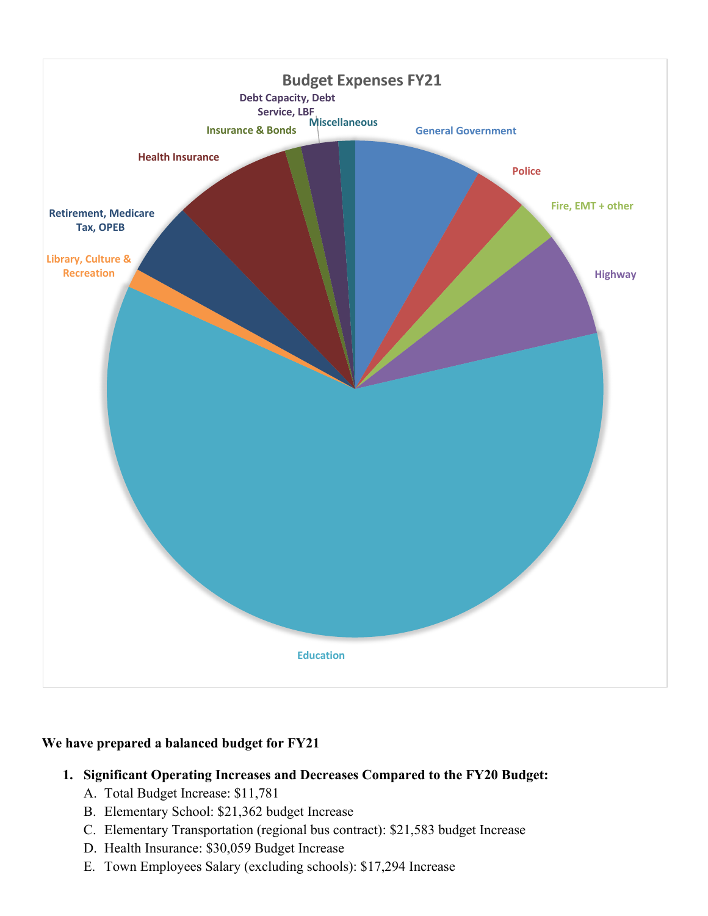Budget Expenses FY21

General Government
Police
Fire, EMT + other
Highway
Education
Library, Culture & Recreation
Retirement, Medicare Tax, OPEB
Health Insurance
Insurance & Bonds
Debt Capacity, Debt Service, LBF
Miscellaneous

**We have prepared a balanced budget for FY21**

1. **Significant Operating Increases and Decreases Compared to the FY20 Budget:**
   A. Total Budget Increase: $11,781
   B. Elementary School: $21,362 budget Increase
   C. Elementary Transportation (regional bus contract): $21,583 budget Increase
   D. Health Insurance: $30,059 Budget Increase
   E. Town Employees Salary (excluding schools): $17,294 Increase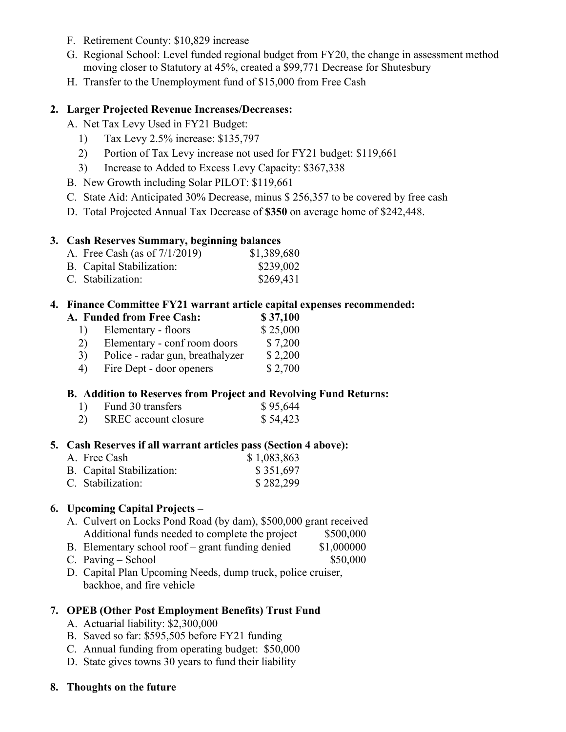F. Retirement County: $10,829 increase
G. Regional School: Level funded regional budget from FY20, the change in assessment method moving closer to Statutory at 45%, created a $99,771 Decrease for Shutesbury
H. Transfer to the Unemployment fund of $15,000 from Free Cash

**2. Larger Projected Revenue Increases/Decreases:**

A. Net Tax Levy Used in FY21 Budget:
   1) Tax Levy 2.5% increase: $135,797
   2) Portion of Tax Levy increase not used for FY21 budget: $119,661
   3) Increase to Added to Excess Levy Capacity: $367,338

B. New Growth including Solar PILOT: $119,661
C. State Aid: Anticipated 30% Decrease, minus $ 256,357 to be covered by free cash
D. Total Projected Annual Tax Decrease of **$350** on average home of $242,448.

**3. Cash Reserves Summary, beginning balances**

| | |
|---|---|
| A. Free Cash (as of 7/1/2019) | $1,389,680 |
| B. Capital Stabilization: | $239,002 |
| C. Stabilization: | $269,431 |

**4. Finance Committee FY21 warrant article capital expenses recommended:**

| | |
|---|---|
| **A. Funded from Free Cash:** | **$ 37,100** |
| 1) Elementary - floors | $ 25,000 |
| 2) Elementary - conf room doors | $ 7,200 |
| 3) Police - radar gun, breathalyzer | $ 2,200 |
| 4) Fire Dept - door openers | $ 2,700 |

**B. Addition to Reserves from Project and Revolving Fund Returns:**

| | |
|---|---|
| 1) Fund 30 transfers | $ 95,644 |
| 2) SREC account closure | $ 54,423 |

**5. Cash Reserves if all warrant articles pass (Section 4 above):**

| | |
|---|---|
| A. Free Cash | $ 1,083,863 |
| B. Capital Stabilization: | $ 351,697 |
| C. Stabilization: | $ 282,299 |

**6. Upcoming Capital Projects –**

A. Culvert on Locks Pond Road (by dam), $500,000 grant received
   Additional funds needed to complete the project $500,000
B. Elementary school roof – grant funding denied $1,000000
C. Paving – School $50,000
D. Capital Plan Upcoming Needs, dump truck, police cruiser, backhoe, and fire vehicle

**7. OPEB (Other Post Employment Benefits) Trust Fund**

A. Actuarial liability: $2,300,000
B. Saved so far: $595,505 before FY21 funding
C. Annual funding from operating budget: $50,000
D. State gives towns 30 years to fund their liability

**8. Thoughts on the future**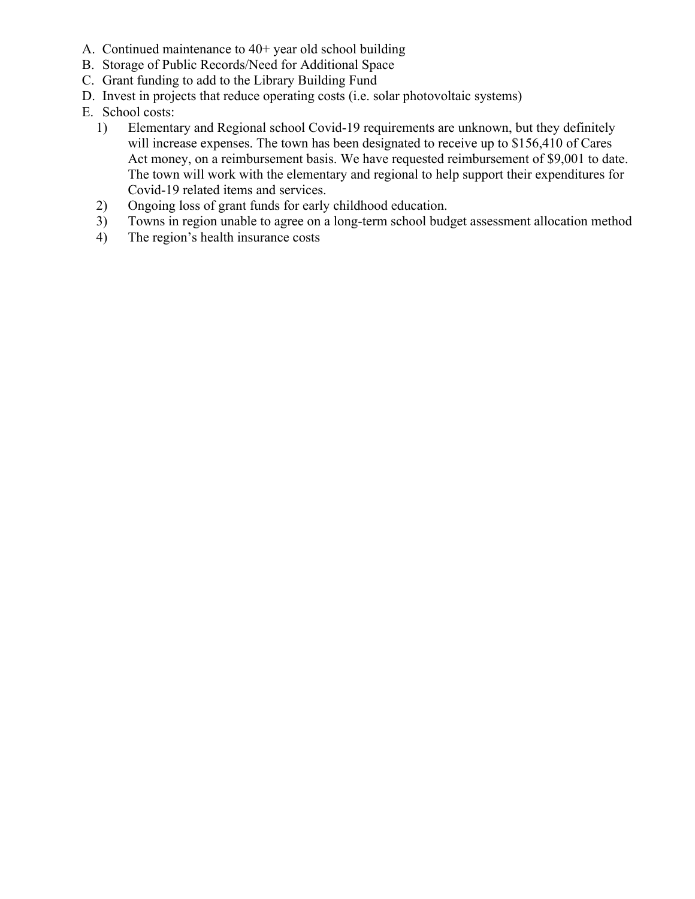A. Continued maintenance to 40+ year old school building
B. Storage of Public Records/Need for Additional Space
C. Grant funding to add to the Library Building Fund
D. Invest in projects that reduce operating costs (i.e. solar photovoltaic systems)
E. School costs:
   1) Elementary and Regional school Covid-19 requirements are unknown, but they definitely will increase expenses. The town has been designated to receive up to $156,410 of Cares Act money, on a reimbursement basis. We have requested reimbursement of $9,001 to date. The town will work with the elementary and regional to help support their expenditures for Covid-19 related items and services.
   2) Ongoing loss of grant funds for early childhood education.
   3) Towns in region unable to agree on a long-term school budget assessment allocation method
   4) The region's health insurance costs